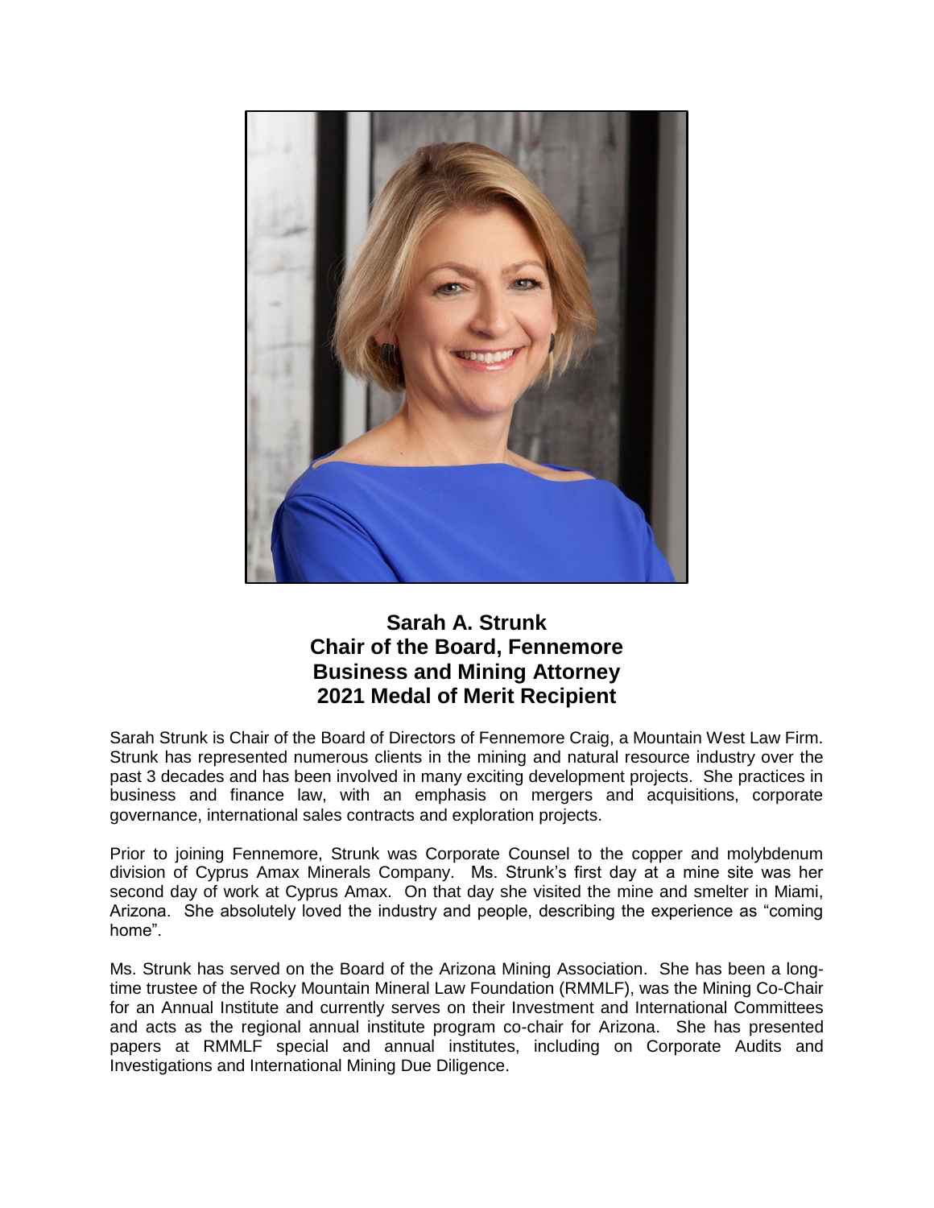**Sarah A. Strunk**
**Chair of the Board, Fennemore**
**Business and Mining Attorney**
**2021 Medal of Merit Recipient**

Sarah Strunk is Chair of the Board of Directors of Fennemore Craig, a Mountain West Law Firm. Strunk has represented numerous clients in the mining and natural resource industry over the past 3 decades and has been involved in many exciting development projects. She practices in business and finance law, with an emphasis on mergers and acquisitions, corporate governance, international sales contracts and exploration projects.

Prior to joining Fennemore, Strunk was Corporate Counsel to the copper and molybdenum division of Cyprus Amax Minerals Company. Ms. Strunk's first day at a mine site was her second day of work at Cyprus Amax. On that day she visited the mine and smelter in Miami, Arizona. She absolutely loved the industry and people, describing the experience as "coming home".

Ms. Strunk has served on the Board of the Arizona Mining Association. She has been a long-time trustee of the Rocky Mountain Mineral Law Foundation (RMMLF), was the Mining Co-Chair for an Annual Institute and currently serves on their Investment and International Committees and acts as the regional annual institute program co-chair for Arizona. She has presented papers at RMMLF special and annual institutes, including on Corporate Audits and Investigations and International Mining Due Diligence.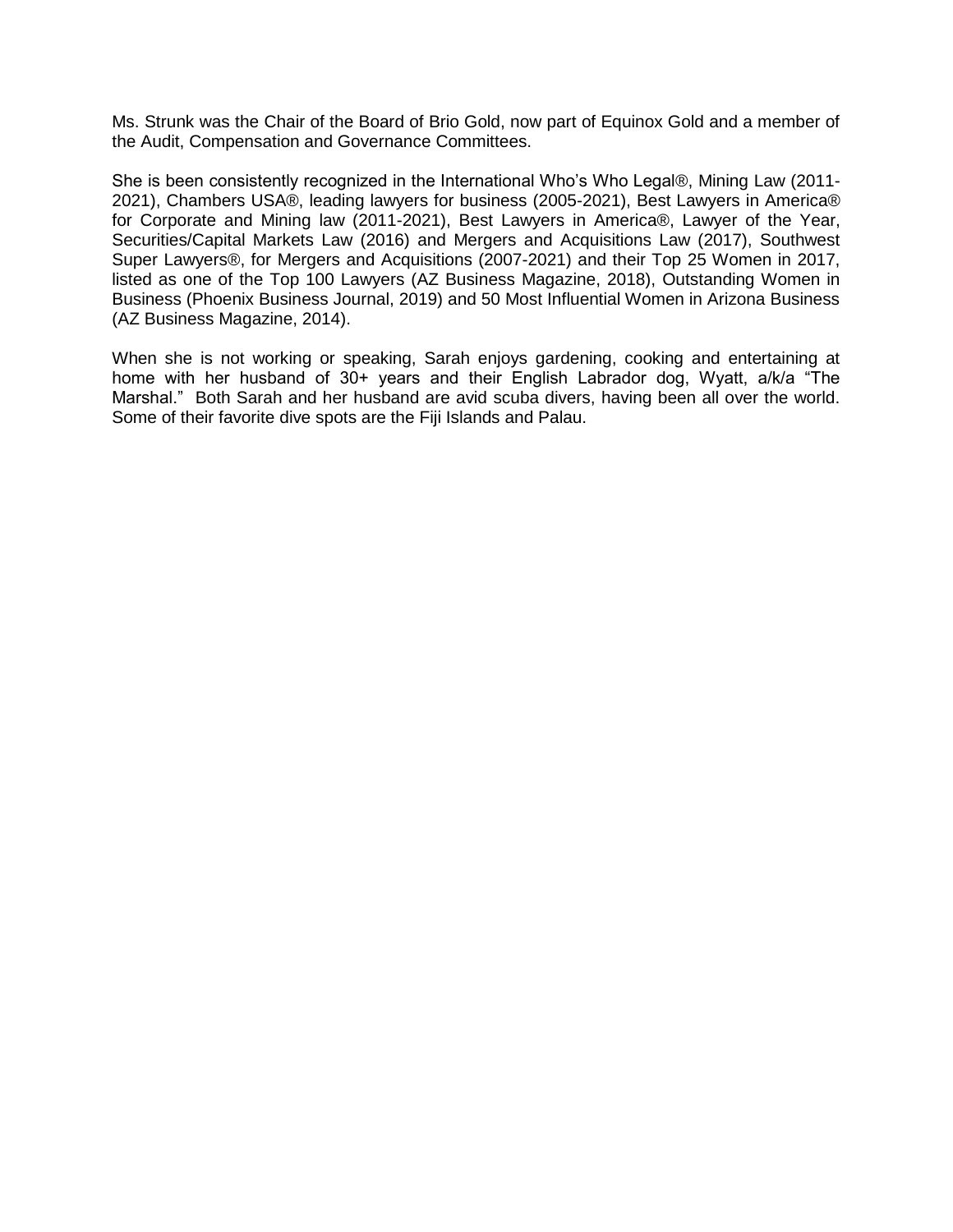Ms. Strunk was the Chair of the Board of Brio Gold, now part of Equinox Gold and a member of the Audit, Compensation and Governance Committees.

She is been consistently recognized in the International Who's Who Legal®, Mining Law (2011-2021), Chambers USA®, leading lawyers for business (2005-2021), Best Lawyers in America® for Corporate and Mining law (2011-2021), Best Lawyers in America®, Lawyer of the Year, Securities/Capital Markets Law (2016) and Mergers and Acquisitions Law (2017), Southwest Super Lawyers®, for Mergers and Acquisitions (2007-2021) and their Top 25 Women in 2017, listed as one of the Top 100 Lawyers (AZ Business Magazine, 2018), Outstanding Women in Business (Phoenix Business Journal, 2019) and 50 Most Influential Women in Arizona Business (AZ Business Magazine, 2014).

When she is not working or speaking, Sarah enjoys gardening, cooking and entertaining at home with her husband of 30+ years and their English Labrador dog, Wyatt, a/k/a "The Marshal." Both Sarah and her husband are avid scuba divers, having been all over the world. Some of their favorite dive spots are the Fiji Islands and Palau.